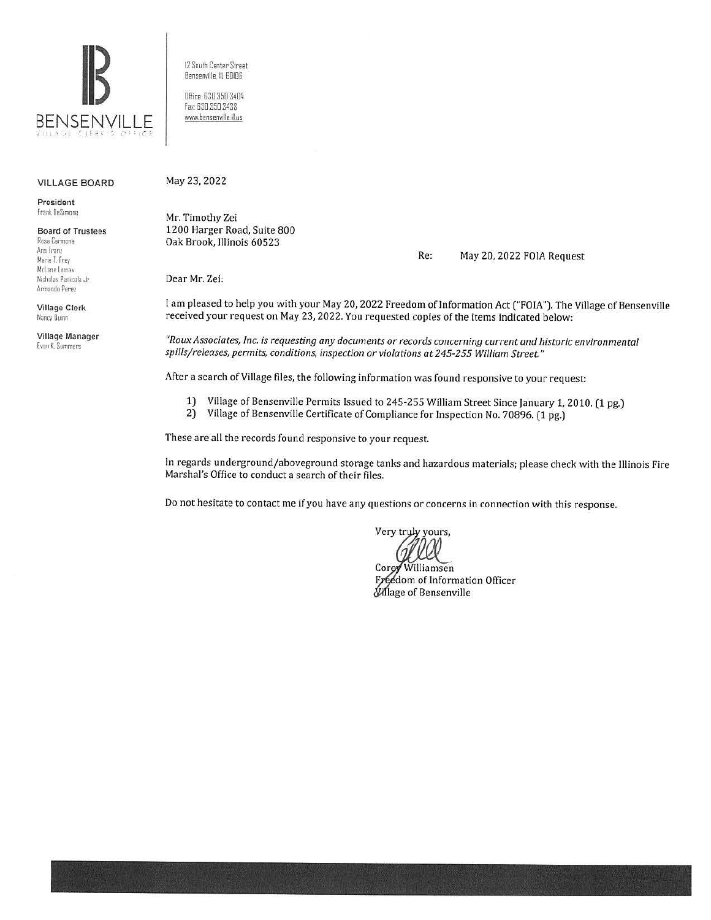BENSENVILLE
VILLAGE CLERK'S OFFICE

12 South Center Street
Bensenville, IL 60106

Office: 630.350.3404
Fax: 630.350.3438
www.bensenville.il.us

**VILLAGE BOARD**

**President**
Frank DeSimone

**Board of Trustees**
Rosa Carmona
Ann Franz
Marie T. Frey
McLane Lomax
Nicholas Panicola Jr.
Armando Perez

**Village Clerk**
Nancy Quinn

**Village Manager**
Evan K. Summers

May 23, 2022

Mr. Timothy Zei
1200 Harger Road, Suite 800
Oak Brook, Illinois 60523

Re: May 20, 2022 FOIA Request

Dear Mr. Zei:

I am pleased to help you with your May 20, 2022 Freedom of Information Act ("FOIA"). The Village of Bensenville received your request on May 23, 2022. You requested copies of the items indicated below:

*"Roux Associates, Inc. is requesting any documents or records concerning current and historic environmental spills/releases, permits, conditions, inspection or violations at 245-255 William Street."*

After a search of Village files, the following information was found responsive to your request:

1) Village of Bensenville Permits Issued to 245-255 William Street Since January 1, 2010. (1 pg.)
2) Village of Bensenville Certificate of Compliance for Inspection No. 70896. (1 pg.)

These are all the records found responsive to your request.

In regards underground/aboveground storage tanks and hazardous materials; please check with the Illinois Fire Marshal's Office to conduct a search of their files.

Do not hesitate to contact me if you have any questions or concerns in connection with this response.

Very truly yours,

Corey Williamsen
Freedom of Information Officer
Village of Bensenville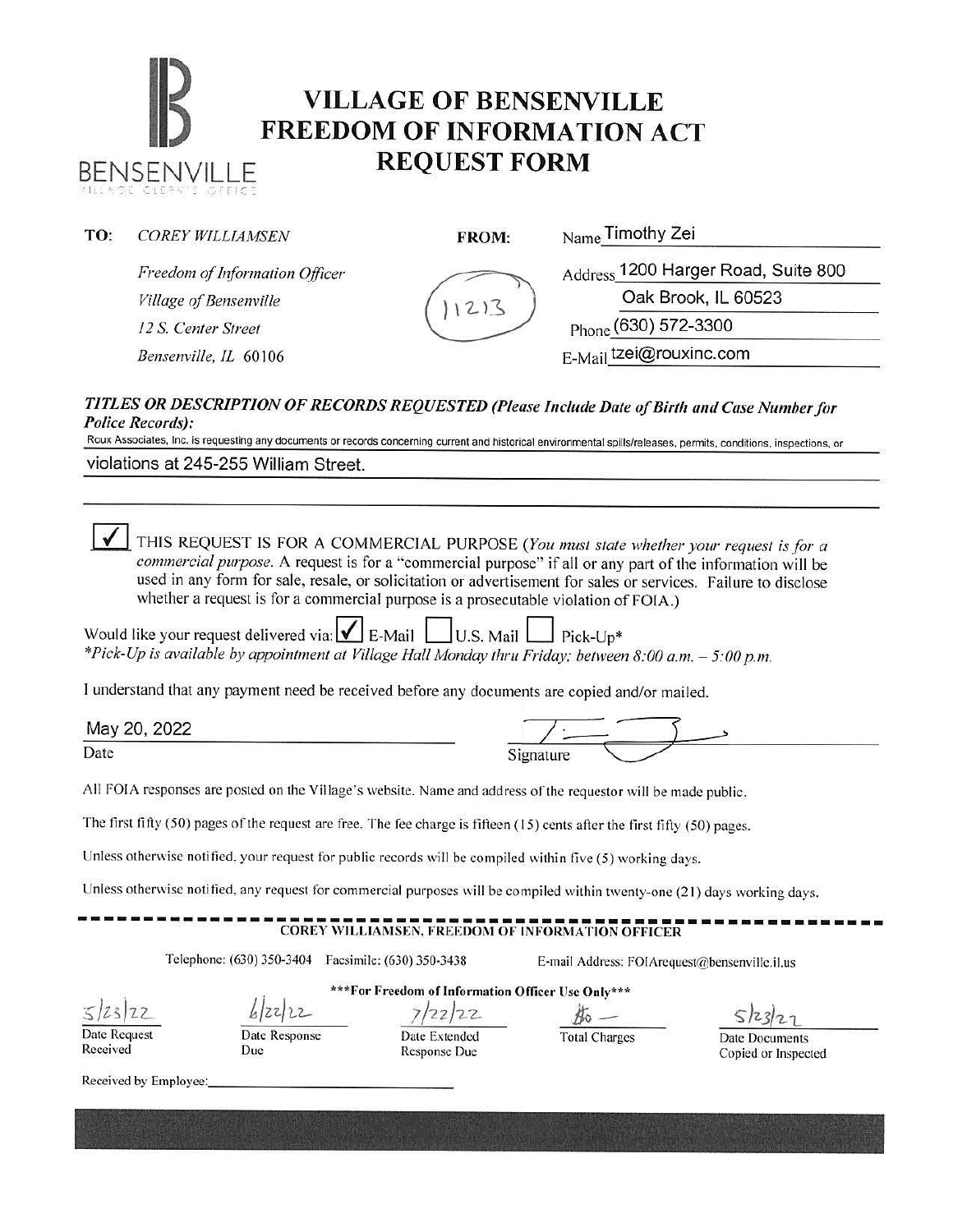BENSENVILLE
VILLAGE CLERK'S OFFICE

# VILLAGE OF BENSENVILLE FREEDOM OF INFORMATION ACT REQUEST FORM

**TO:** *COREY WILLIAMSEN*

*Freedom of Information Officer*
*Village of Bensenville*
*12 S. Center Street*
*Bensenville, IL 60106*

**FROM:**

11213

Name Timothy Zei
Address 1200 Harger Road, Suite 800
Oak Brook, IL 60523
Phone (630) 572-3300
E-Mail tzei@rouxinc.com

***TITLES OR DESCRIPTION OF RECORDS REQUESTED (Please Include Date of Birth and Case Number for Police Records):***

Roux Associates, Inc. is requesting any documents or records concerning current and historical environmental spills/releases, permits, conditions, inspections, or violations at 245-255 William Street.

☑ THIS REQUEST IS FOR A COMMERCIAL PURPOSE (*You must state whether your request is for a commercial purpose.* A request is for a "commercial purpose" if all or any part of the information will be used in any form for sale, resale, or solicitation or advertisement for sales or services. Failure to disclose whether a request is for a commercial purpose is a prosecutable violation of FOIA.)

Would like your request delivered via: ☑ E-Mail ☐ U.S. Mail ☐ Pick-Up*
*\*Pick-Up is available by appointment at Village Hall Monday thru Friday; between 8:00 a.m. – 5:00 p.m.*

I understand that any payment need be received before any documents are copied and/or mailed.

May 20, 2022
Date

Signature

All FOIA responses are posted on the Village's website. Name and address of the requestor will be made public.

The first fifty (50) pages of the request are free. The fee charge is fifteen (15) cents after the first fifty (50) pages.

Unless otherwise notified, your request for public records will be compiled within five (5) working days.

Unless otherwise notified, any request for commercial purposes will be compiled within twenty-one (21) days working days.

**COREY WILLIAMSEN, FREEDOM OF INFORMATION OFFICER**

Telephone: (630) 350-3404 Facsimile: (630) 350-3438 E-mail Address: FOIArequest@bensenville.il.us

**\*\*\*For Freedom of Information Officer Use Only\*\*\***

| 5/23/22 | 6/22/22 | 7/22/22 | $0 — | 5/23/22 |
|---|---|---|---|---|
| Date Request Received | Date Response Due | Date Extended Response Due | Total Charges | Date Documents Copied or Inspected |

Received by Employee: \_\_\_\_\_\_\_\_\_\_\_\_\_\_\_\_\_\_\_\_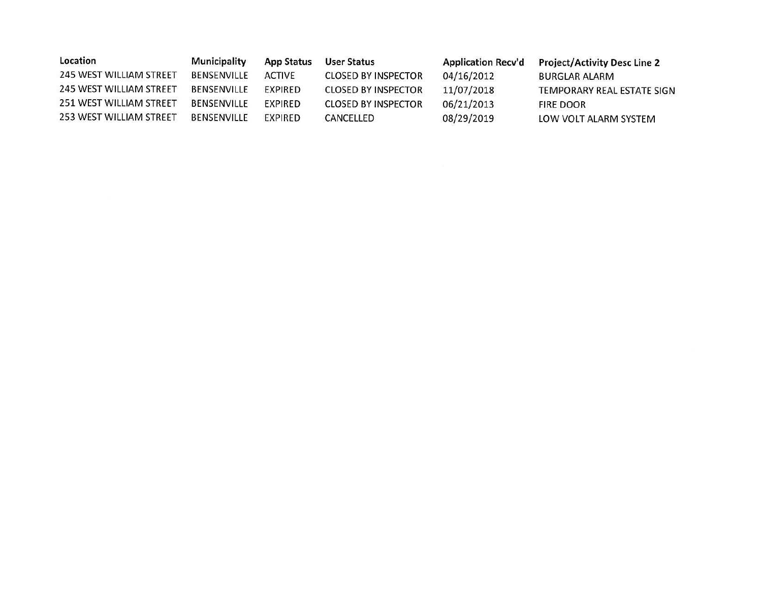| Location | Municipality | App Status | User Status | Application Recv'd | Project/Activity Desc Line 2 |
| --- | --- | --- | --- | --- | --- |
| 245 WEST WILLIAM STREET | BENSENVILLE | ACTIVE | CLOSED BY INSPECTOR | 04/16/2012 | BURGLAR ALARM |
| 245 WEST WILLIAM STREET | BENSENVILLE | EXPIRED | CLOSED BY INSPECTOR | 11/07/2018 | TEMPORARY REAL ESTATE SIGN |
| 251 WEST WILLIAM STREET | BENSENVILLE | EXPIRED | CLOSED BY INSPECTOR | 06/21/2013 | FIRE DOOR |
| 253 WEST WILLIAM STREET | BENSENVILLE | EXPIRED | CANCELLED | 08/29/2019 | LOW VOLT ALARM SYSTEM |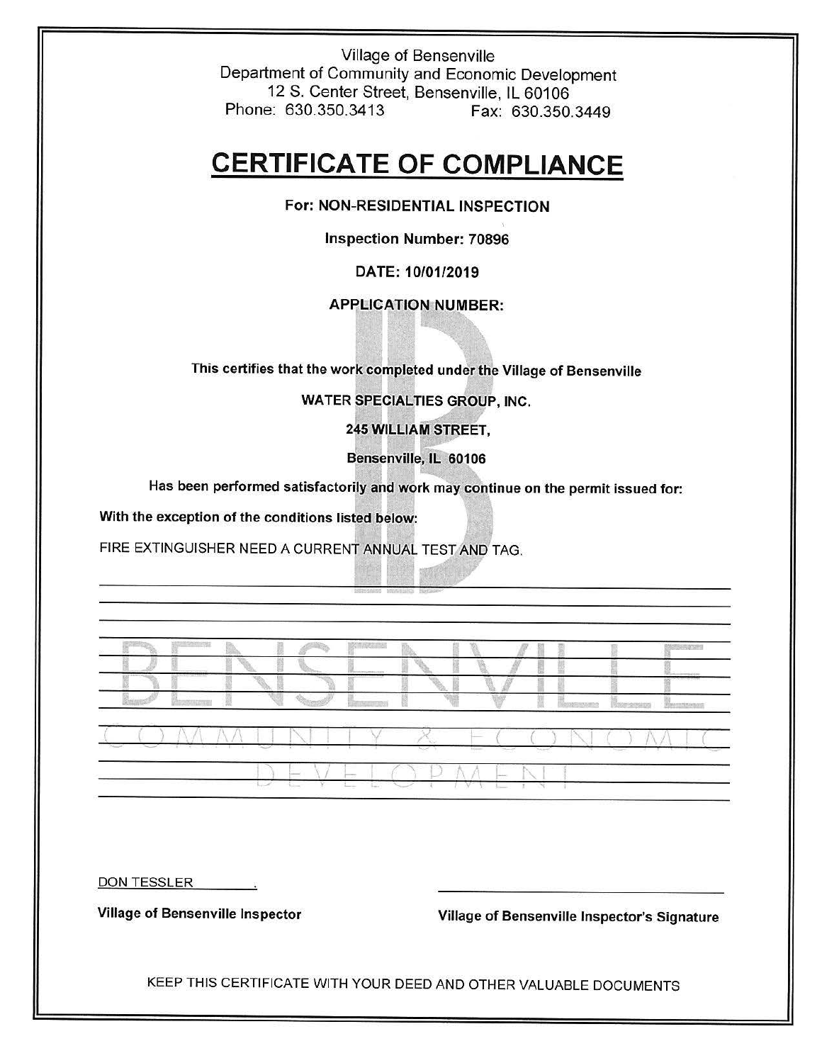Village of Bensenville
Department of Community and Economic Development
12 S. Center Street, Bensenville, IL 60106
Phone: 630.350.3413 Fax: 630.350.3449

# CERTIFICATE OF COMPLIANCE

**For: NON-RESIDENTIAL INSPECTION**

**Inspection Number: 70896**

**DATE: 10/01/2019**

**APPLICATION NUMBER:**

**This certifies that the work completed under the Village of Bensenville**

**WATER SPECIALTIES GROUP, INC.**

**245 WILLIAM STREET,**

**Bensenville, IL 60106**

**Has been performed satisfactorily and work may continue on the permit issued for:**

**With the exception of the conditions listed below:**

FIRE EXTINGUISHER NEED A CURRENT ANNUAL TEST AND TAG.

DON TESSLER

**Village of Bensenville Inspector**

**Village of Bensenville Inspector's Signature**

KEEP THIS CERTIFICATE WITH YOUR DEED AND OTHER VALUABLE DOCUMENTS